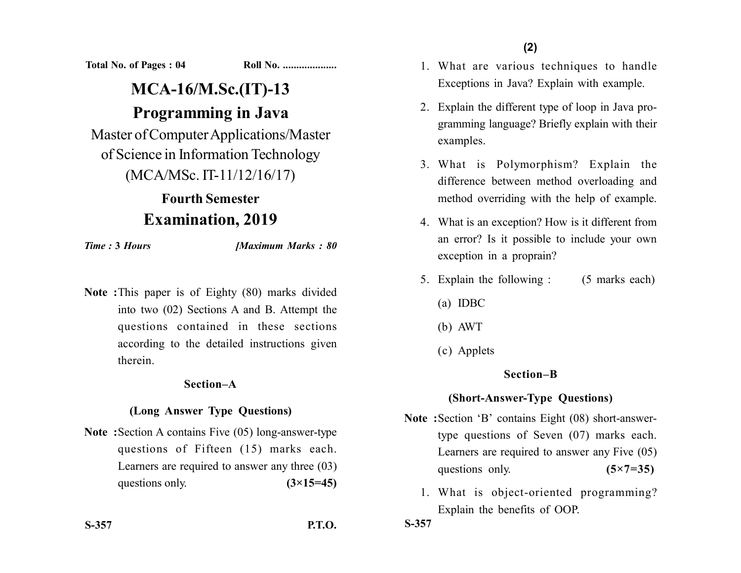Total No. of Pages : 04 Roll No. ...................

# MCA-16/M.Sc.(IT)-13

# Programming in Java

Master of Computer Applications/Master of Science in Information Technology (MCA/MSc. IT-11/12/16/17)

## Fourth Semester

## Examination, 2019

*Time :* **3** *Hours* *[Maximum Marks : 80*

**Note :** This paper is of Eighty (80) marks divided into two (02) Sections A and B. Attempt the questions contained in these sections according to the detailed instructions given therein.

### Section–A

### (Long Answer Type Questions)

**Note :** Section A contains Five (05) long-answer-type questions of Fifteen (15) marks each. Learners are required to answer any three (03) questions only. **(3×15=45)**

1. What are various techniques to handle Exceptions in Java? Explain with example.
2. Explain the different type of loop in Java programming language? Briefly explain with their examples.
3. What is Polymorphism? Explain the difference between method overloading and method overriding with the help of example.
4. What is an exception? How is it different from an error? Is it possible to include your own exception in a proprain?
5. Explain the following : (5 marks each)
   (a) IDBC
   (b) AWT
   (c) Applets

### Section–B

### (Short-Answer-Type Questions)

**Note :** Section 'B' contains Eight (08) short-answer-type questions of Seven (07) marks each. Learners are required to answer any Five (05) questions only. **(5×7=35)**

1. What is object-oriented programming? Explain the benefits of OOP.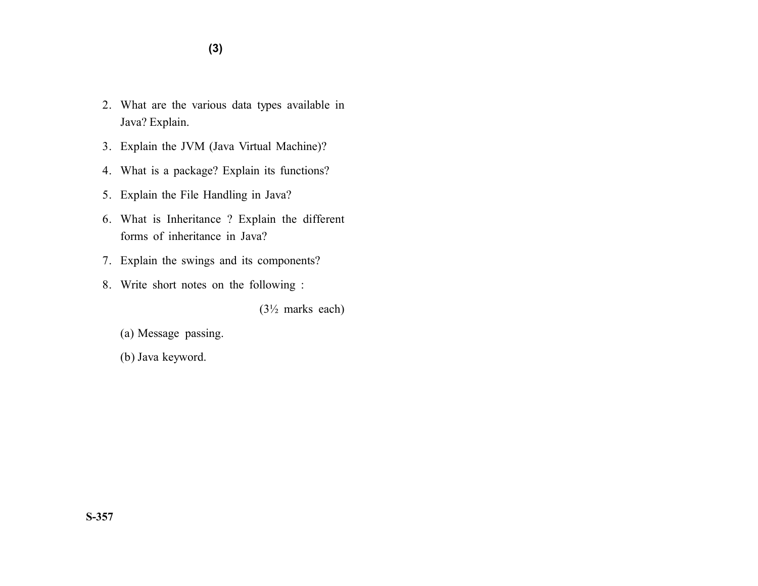2. What are the various data types available in Java? Explain.

3. Explain the JVM (Java Virtual Machine)?

4. What is a package? Explain its functions?

5. Explain the File Handling in Java?

6. What is Inheritance ? Explain the different forms of inheritance in Java?

7. Explain the swings and its components?

8. Write short notes on the following :

   (3½ marks each)

   (a) Message passing.

   (b) Java keyword.

S-357